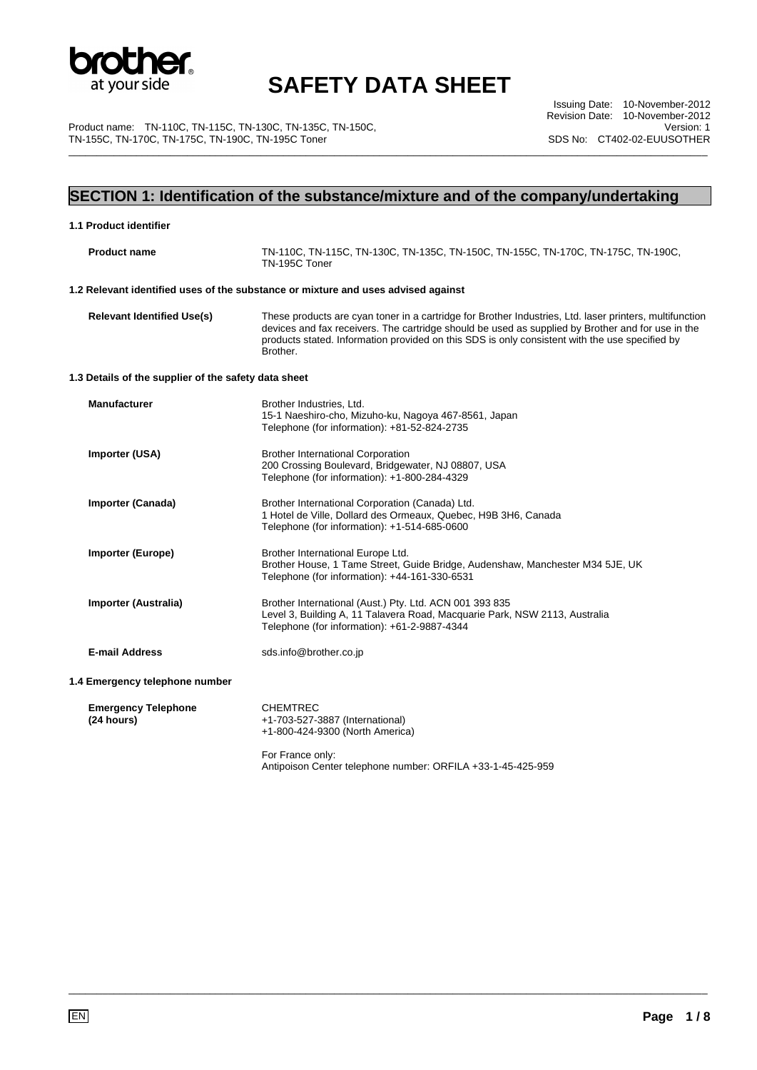# SAFETY DATA SHEET

Issuing Date: 10-November-2012
Revision Date: 10-November-2012
Version: 1
SDS No: CT402-02-EUUSOTHER

Product name: TN-110C, TN-115C, TN-130C, TN-135C, TN-150C, TN-155C, TN-170C, TN-175C, TN-190C, TN-195C Toner

## SECTION 1: Identification of the substance/mixture and of the company/undertaking

### 1.1 Product identifier

| | |
|---|---|
| **Product name** | TN-110C, TN-115C, TN-130C, TN-135C, TN-150C, TN-155C, TN-170C, TN-175C, TN-190C, TN-195C Toner |

### 1.2 Relevant identified uses of the substance or mixture and uses advised against

| | |
|---|---|
| **Relevant Identified Use(s)** | These products are cyan toner in a cartridge for Brother Industries, Ltd. laser printers, multifunction devices and fax receivers. The cartridge should be used as supplied by Brother and for use in the products stated. Information provided on this SDS is only consistent with the use specified by Brother. |

### 1.3 Details of the supplier of the safety data sheet

| | |
|---|---|
| **Manufacturer** | Brother Industries, Ltd.<br>15-1 Naeshiro-cho, Mizuho-ku, Nagoya 467-8561, Japan<br>Telephone (for information): +81-52-824-2735 |
| **Importer (USA)** | Brother International Corporation<br>200 Crossing Boulevard, Bridgewater, NJ 08807, USA<br>Telephone (for information): +1-800-284-4329 |
| **Importer (Canada)** | Brother International Corporation (Canada) Ltd.<br>1 Hotel de Ville, Dollard des Ormeaux, Quebec, H9B 3H6, Canada<br>Telephone (for information): +1-514-685-0600 |
| **Importer (Europe)** | Brother International Europe Ltd.<br>Brother House, 1 Tame Street, Guide Bridge, Audenshaw, Manchester M34 5JE, UK<br>Telephone (for information): +44-161-330-6531 |
| **Importer (Australia)** | Brother International (Aust.) Pty. Ltd. ACN 001 393 835<br>Level 3, Building A, 11 Talavera Road, Macquarie Park, NSW 2113, Australia<br>Telephone (for information): +61-2-9887-4344 |
| **E-mail Address** | sds.info@brother.co.jp |

### 1.4 Emergency telephone number

| | |
|---|---|
| **Emergency Telephone (24 hours)** | CHEMTREC<br>+1-703-527-3887 (International)<br>+1-800-424-9300 (North America)<br><br>For France only:<br>Antipoison Center telephone number: ORFILA +33-1-45-425-959 |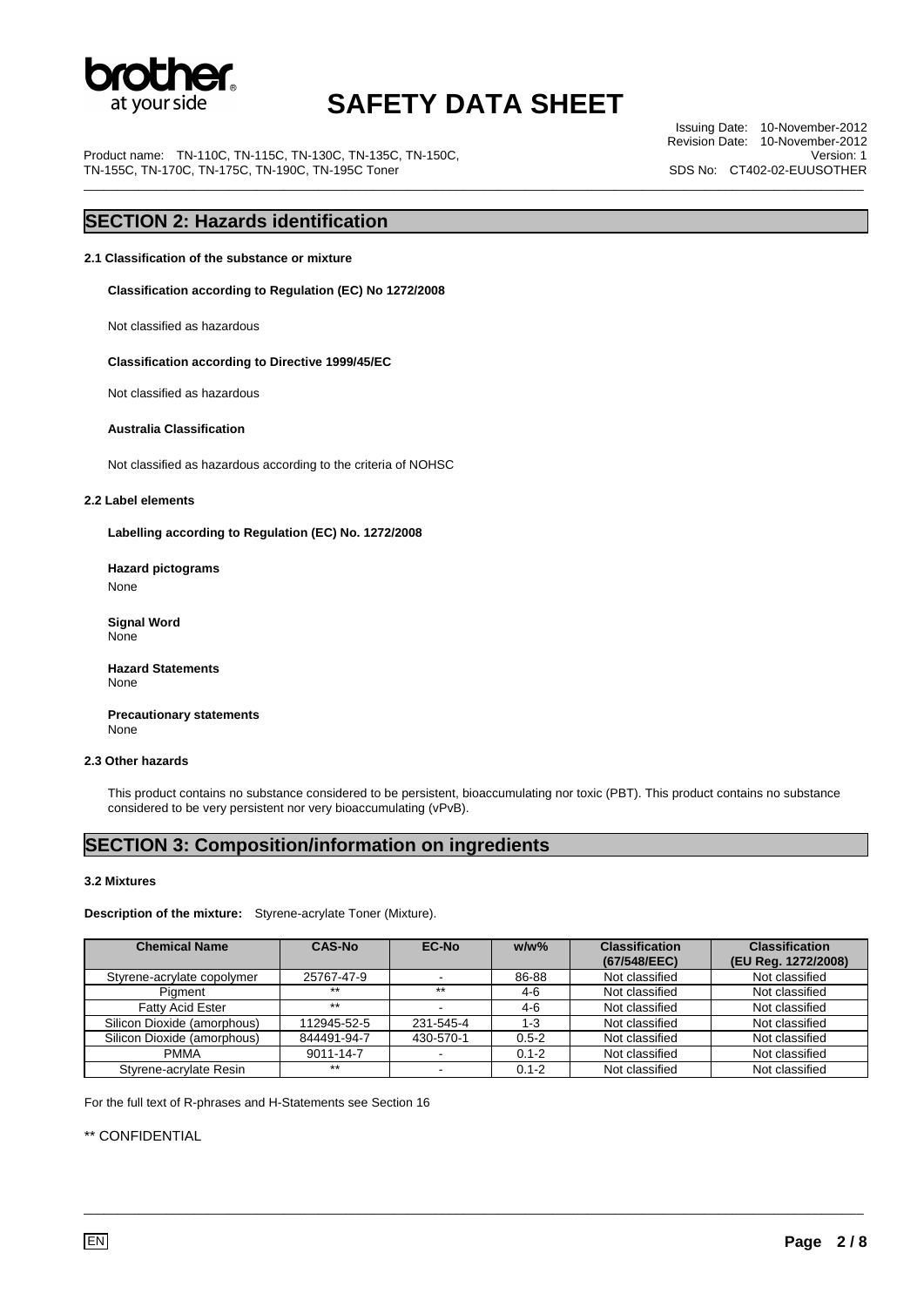## SECTION 2: Hazards identification

### 2.1 Classification of the substance or mixture

**Classification according to Regulation (EC) No 1272/2008**

Not classified as hazardous

**Classification according to Directive 1999/45/EC**

Not classified as hazardous

**Australia Classification**

Not classified as hazardous according to the criteria of NOHSC

### 2.2 Label elements

**Labelling according to Regulation (EC) No. 1272/2008**

**Hazard pictograms**
None

**Signal Word**
None

**Hazard Statements**
None

**Precautionary statements**
None

### 2.3 Other hazards

This product contains no substance considered to be persistent, bioaccumulating nor toxic (PBT). This product contains no substance considered to be very persistent nor very bioaccumulating (vPvB).

## SECTION 3: Composition/information on ingredients

### 3.2 Mixtures

**Description of the mixture:** Styrene-acrylate Toner (Mixture).

| Chemical Name | CAS-No | EC-No | w/w% | Classification (67/548/EEC) | Classification (EU Reg. 1272/2008) |
|---|---|---|---|---|---|
| Styrene-acrylate copolymer | 25767-47-9 | - | 86-88 | Not classified | Not classified |
| Pigment | ** | ** | 4-6 | Not classified | Not classified |
| Fatty Acid Ester | ** | - | 4-6 | Not classified | Not classified |
| Silicon Dioxide (amorphous) | 112945-52-5 | 231-545-4 | 1-3 | Not classified | Not classified |
| Silicon Dioxide (amorphous) | 844491-94-7 | 430-570-1 | 0.5-2 | Not classified | Not classified |
| PMMA | 9011-14-7 | - | 0.1-2 | Not classified | Not classified |
| Styrene-acrylate Resin | ** | - | 0.1-2 | Not classified | Not classified |

For the full text of R-phrases and H-Statements see Section 16

** CONFIDENTIAL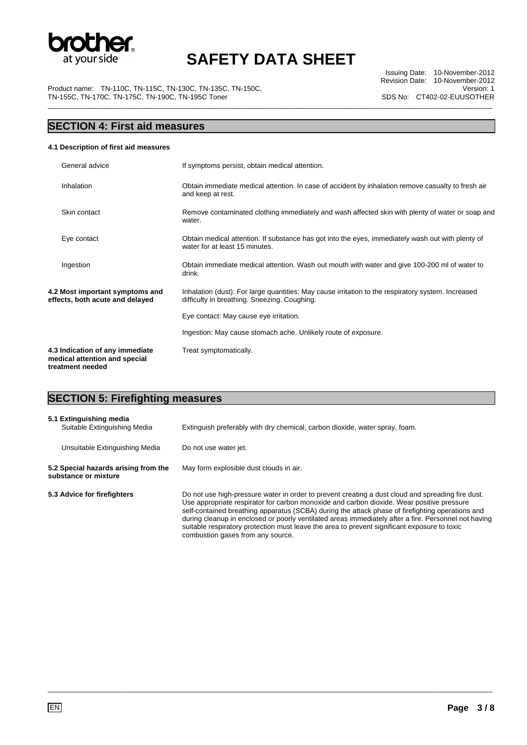## SECTION 4: First aid measures

**4.1 Description of first aid measures**

| | |
|---|---|
| General advice | If symptoms persist, obtain medical attention. |
| Inhalation | Obtain immediate medical attention. In case of accident by inhalation remove casualty to fresh air and keep at rest. |
| Skin contact | Remove contaminated clothing immediately and wash affected skin with plenty of water or soap and water. |
| Eye contact | Obtain medical attention. If substance has got into the eyes, immediately wash out with plenty of water for at least 15 minutes. |
| Ingestion | Obtain immediate medical attention. Wash out mouth with water and give 100-200 ml of water to drink. |

**4.2 Most important symptoms and effects, both acute and delayed**

Inhalation (dust): For large quantities: May cause irritation to the respiratory system. Increased difficulty in breathing. Sneezing. Coughing.

Eye contact: May cause eye irritation.

Ingestion: May cause stomach ache. Unlikely route of exposure.

**4.3 Indication of any immediate medical attention and special treatment needed**

Treat symptomatically.

## SECTION 5: Firefighting measures

**5.1 Extinguishing media**

| | |
|---|---|
| Suitable Extinguishing Media | Extinguish preferably with dry chemical, carbon dioxide, water spray, foam. |
| Unsuitable Extinguishing Media | Do not use water jet. |

**5.2 Special hazards arising from the substance or mixture**

May form explosive dust clouds in air.

**5.3 Advice for firefighters**

Do not use high-pressure water in order to prevent creating a dust cloud and spreading fire dust. Use appropriate respirator for carbon monoxide and carbon dioxide. Wear positive pressure self-contained breathing apparatus (SCBA) during the attack phase of firefighting operations and during cleanup in enclosed or poorly ventilated areas immediately after a fire. Personnel not having suitable respiratory protection must leave the area to prevent significant exposure to toxic combustion gases from any source.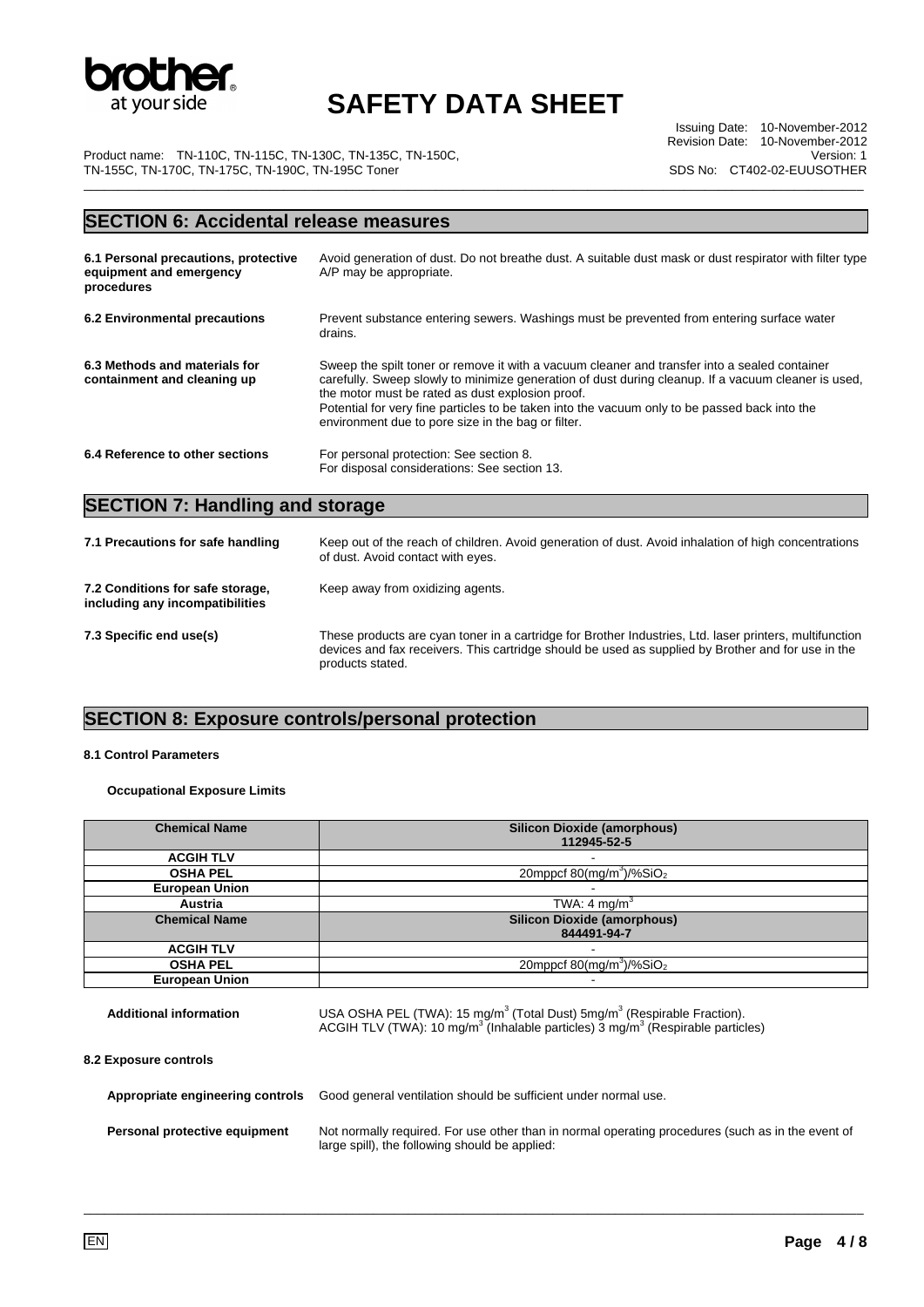## SECTION 6: Accidental release measures

| | |
|---|---|
| **6.1 Personal precautions, protective equipment and emergency procedures** | Avoid generation of dust. Do not breathe dust. A suitable dust mask or dust respirator with filter type A/P may be appropriate. |
| **6.2 Environmental precautions** | Prevent substance entering sewers. Washings must be prevented from entering surface water drains. |
| **6.3 Methods and materials for containment and cleaning up** | Sweep the spilt toner or remove it with a vacuum cleaner and transfer into a sealed container carefully. Sweep slowly to minimize generation of dust during cleanup. If a vacuum cleaner is used, the motor must be rated as dust explosion proof. Potential for very fine particles to be taken into the vacuum only to be passed back into the environment due to pore size in the bag or filter. |
| **6.4 Reference to other sections** | For personal protection: See section 8. For disposal considerations: See section 13. |

## SECTION 7: Handling and storage

| | |
|---|---|
| **7.1 Precautions for safe handling** | Keep out of the reach of children. Avoid generation of dust. Avoid inhalation of high concentrations of dust. Avoid contact with eyes. |
| **7.2 Conditions for safe storage, including any incompatibilities** | Keep away from oxidizing agents. |
| **7.3 Specific end use(s)** | These products are cyan toner in a cartridge for Brother Industries, Ltd. laser printers, multifunction devices and fax receivers. This cartridge should be used as supplied by Brother and for use in the products stated. |

## SECTION 8: Exposure controls/personal protection

### 8.1 Control Parameters

**Occupational Exposure Limits**

| Chemical Name | Silicon Dioxide (amorphous) 112945-52-5 |
|---|---|
| ACGIH TLV | - |
| OSHA PEL | 20mppcf 80(mg/m$^3$)/%$SiO_2$ |
| European Union | - |
| Austria | TWA: 4 mg/m$^3$ |
| **Chemical Name** | **Silicon Dioxide (amorphous) 844491-94-7** |
| ACGIH TLV | - |
| OSHA PEL | 20mppcf 80(mg/m$^3$)/%$SiO_2$ |
| European Union | - |

**Additional information** USA OSHA PEL (TWA): 15 mg/m$^3$ (Total Dust) 5mg/m$^3$ (Respirable Fraction). ACGIH TLV (TWA): 10 mg/m$^3$ (Inhalable particles) 3 mg/m$^3$ (Respirable particles)

### 8.2 Exposure controls

**Appropriate engineering controls** Good general ventilation should be sufficient under normal use.

**Personal protective equipment** Not normally required. For use other than in normal operating procedures (such as in the event of large spill), the following should be applied: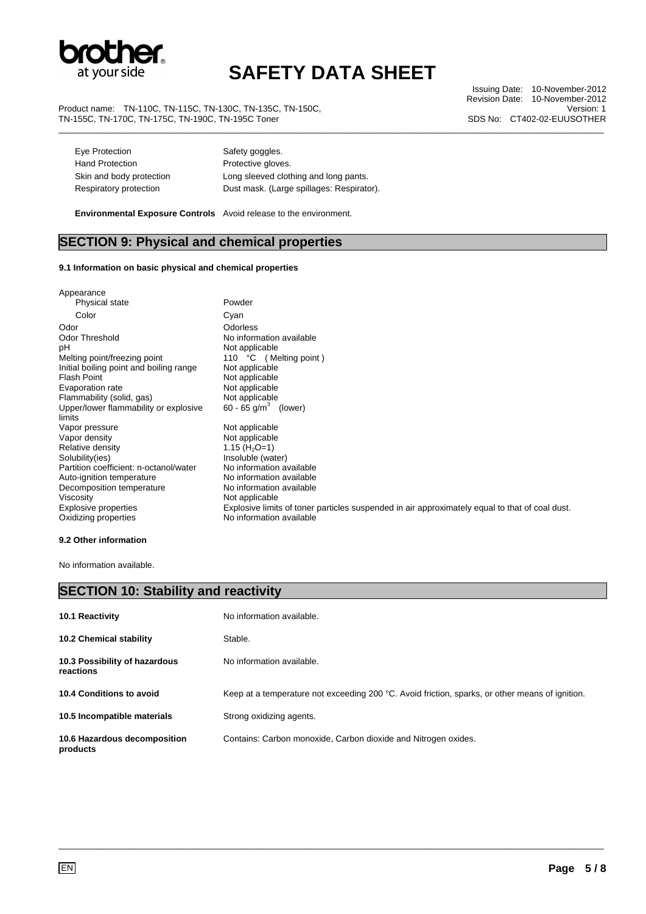| | |
|---|---|
| Eye Protection | Safety goggles. |
| Hand Protection | Protective gloves. |
| Skin and body protection | Long sleeved clothing and long pants. |
| Respiratory protection | Dust mask. (Large spillages: Respirator). |

**Environmental Exposure Controls** Avoid release to the environment.

## SECTION 9: Physical and chemical properties

#### 9.1 Information on basic physical and chemical properties

| | |
|---|---|
| Appearance | |
| Physical state | Powder |
| Color | Cyan |
| Odor | Odorless |
| Odor Threshold | No information available |
| pH | Not applicable |
| Melting point/freezing point | 110 °C ( Melting point ) |
| Initial boiling point and boiling range | Not applicable |
| Flash Point | Not applicable |
| Evaporation rate | Not applicable |
| Flammability (solid, gas) | Not applicable |
| Upper/lower flammability or explosive limits | 60 - 65 $g/m^3$ (lower) |
| Vapor pressure | Not applicable |
| Vapor density | Not applicable |
| Relative density | 1.15 ($H_2O$=1) |
| Solubility(ies) | Insoluble (water) |
| Partition coefficient: n-octanol/water | No information available |
| Auto-ignition temperature | No information available |
| Decomposition temperature | No information available |
| Viscosity | Not applicable |
| Explosive properties | Explosive limits of toner particles suspended in air approximately equal to that of coal dust. |
| Oxidizing properties | No information available |

#### 9.2 Other information

No information available.

## SECTION 10: Stability and reactivity

| | |
|---|---|
| **10.1 Reactivity** | No information available. |
| **10.2 Chemical stability** | Stable. |
| **10.3 Possibility of hazardous reactions** | No information available. |
| **10.4 Conditions to avoid** | Keep at a temperature not exceeding 200 °C. Avoid friction, sparks, or other means of ignition. |
| **10.5 Incompatible materials** | Strong oxidizing agents. |
| **10.6 Hazardous decomposition products** | Contains: Carbon monoxide, Carbon dioxide and Nitrogen oxides. |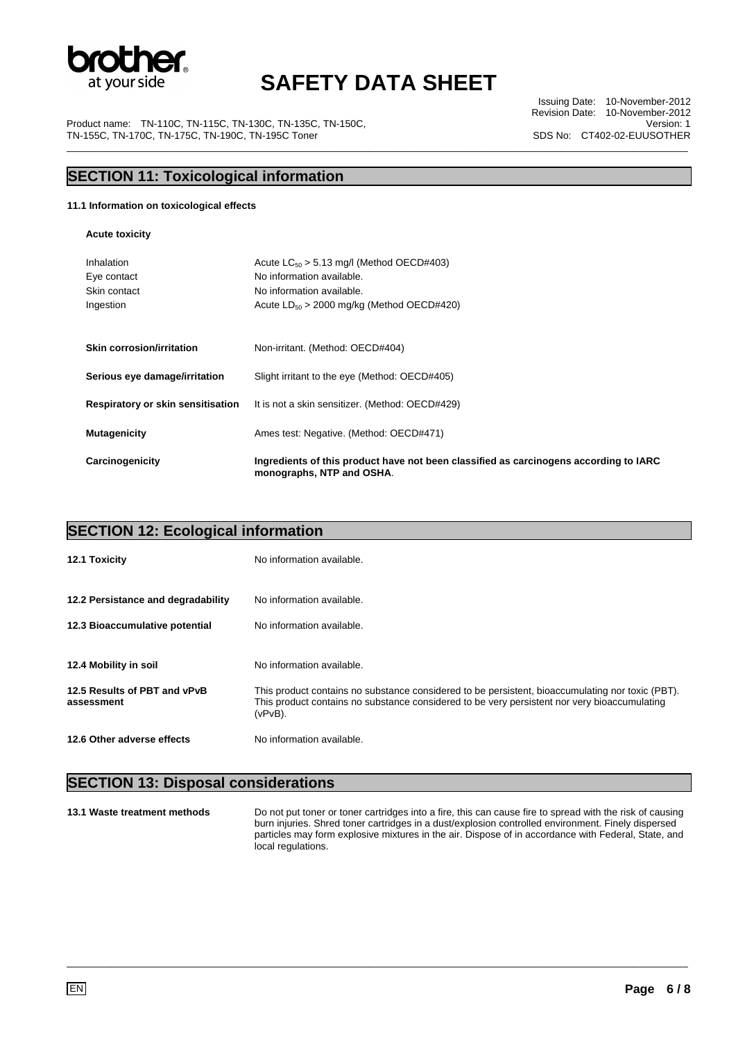## SECTION 11: Toxicological information

**11.1 Information on toxicological effects**

**Acute toxicity**

| | |
|---|---|
| Inhalation | Acute $LC_{50}$ > 5.13 mg/l (Method OECD#403) |
| Eye contact | No information available. |
| Skin contact | No information available. |
| Ingestion | Acute $LD_{50}$ > 2000 mg/kg (Method OECD#420) |

| | |
|---|---|
| **Skin corrosion/irritation** | Non-irritant. (Method: OECD#404) |
| **Serious eye damage/irritation** | Slight irritant to the eye (Method: OECD#405) |
| **Respiratory or skin sensitisation** | It is not a skin sensitizer. (Method: OECD#429) |
| **Mutagenicity** | Ames test: Negative. (Method: OECD#471) |
| **Carcinogenicity** | **Ingredients of this product have not been classified as carcinogens according to IARC monographs, NTP and OSHA**. |

## SECTION 12: Ecological information

| | |
|---|---|
| **12.1 Toxicity** | No information available. |
| **12.2 Persistance and degradability** | No information available. |
| **12.3 Bioaccumulative potential** | No information available. |
| **12.4 Mobility in soil** | No information available. |
| **12.5 Results of PBT and vPvB assessment** | This product contains no substance considered to be persistent, bioaccumulating nor toxic (PBT). This product contains no substance considered to be very persistent nor very bioaccumulating (vPvB). |
| **12.6 Other adverse effects** | No information available. |

## SECTION 13: Disposal considerations

| | |
|---|---|
| **13.1 Waste treatment methods** | Do not put toner or toner cartridges into a fire, this can cause fire to spread with the risk of causing burn injuries. Shred toner cartridges in a dust/explosion controlled environment. Finely dispersed particles may form explosive mixtures in the air. Dispose of in accordance with Federal, State, and local regulations. |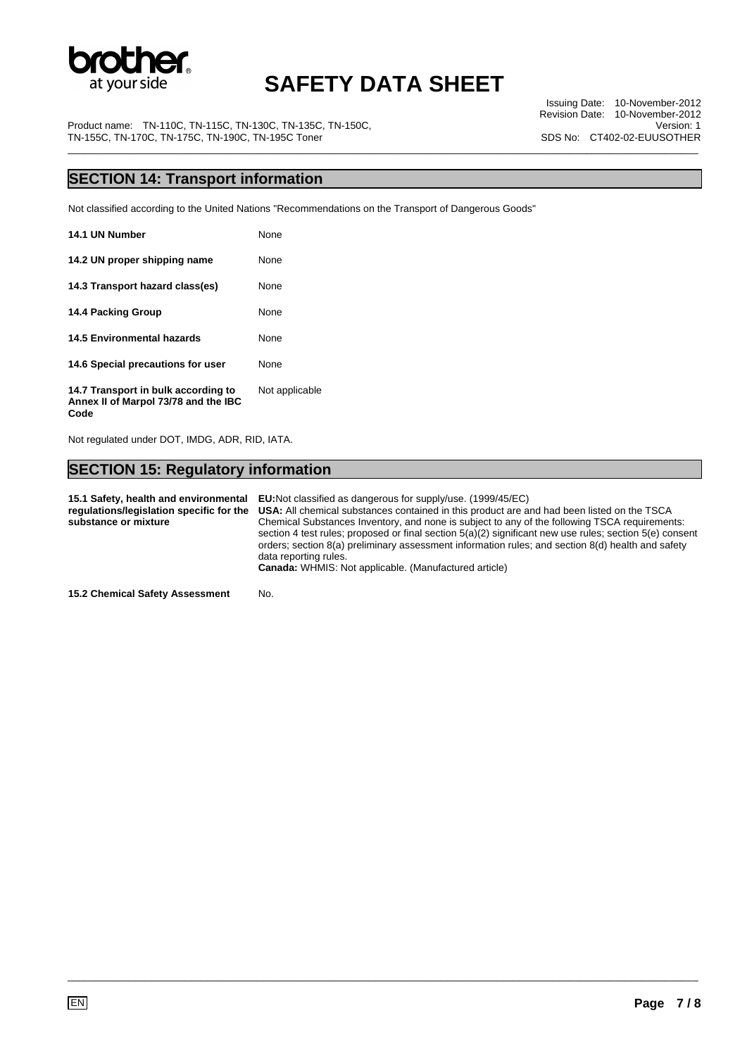## SECTION 14: Transport information

Not classified according to the United Nations "Recommendations on the Transport of Dangerous Goods"

| | |
|---|---|
| **14.1 UN Number** | None |
| **14.2 UN proper shipping name** | None |
| **14.3 Transport hazard class(es)** | None |
| **14.4 Packing Group** | None |
| **14.5 Environmental hazards** | None |
| **14.6 Special precautions for user** | None |
| **14.7 Transport in bulk according to Annex II of Marpol 73/78 and the IBC Code** | Not applicable |

Not regulated under DOT, IMDG, ADR, RID, IATA.

## SECTION 15: Regulatory information

| | |
|---|---|
| **15.1 Safety, health and environmental regulations/legislation specific for the substance or mixture** | **EU:** Not classified as dangerous for supply/use. (1999/45/EC)<br>**USA:** All chemical substances contained in this product are and had been listed on the TSCA Chemical Substances Inventory, and none is subject to any of the following TSCA requirements: section 4 test rules; proposed or final section 5(a)(2) significant new use rules; section 5(e) consent orders; section 8(a) preliminary assessment information rules; and section 8(d) health and safety data reporting rules.<br>**Canada:** WHMIS: Not applicable. (Manufactured article) |
| **15.2 Chemical Safety Assessment** | No. |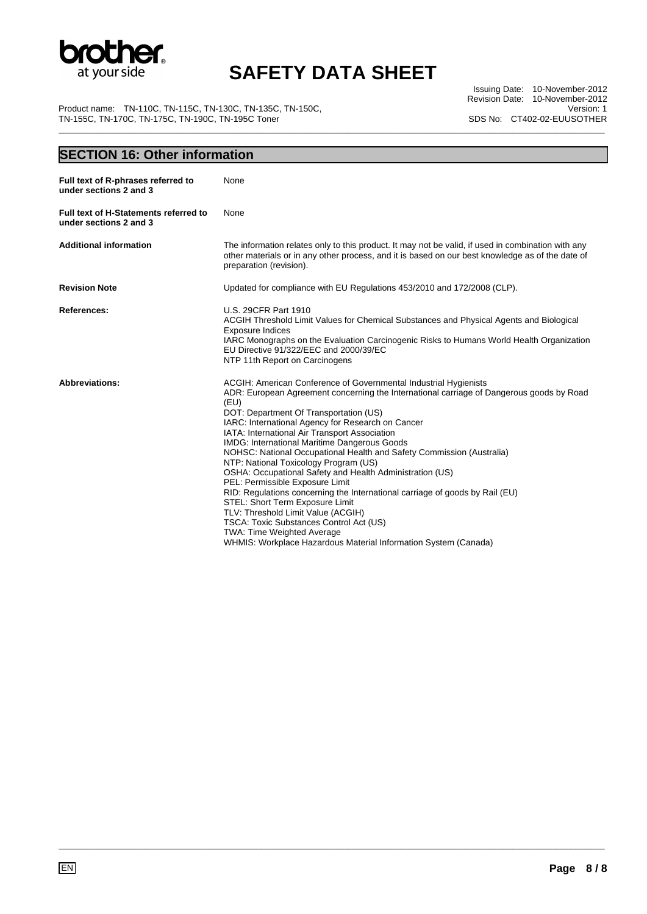## SECTION 16: Other information

| | |
|---|---|
| **Full text of R-phrases referred to under sections 2 and 3** | None |
| **Full text of H-Statements referred to under sections 2 and 3** | None |
| **Additional information** | The information relates only to this product. It may not be valid, if used in combination with any other materials or in any other process, and it is based on our best knowledge as of the date of preparation (revision). |
| **Revision Note** | Updated for compliance with EU Regulations 453/2010 and 172/2008 (CLP). |
| **References:** | U.S. 29CFR Part 1910<br>ACGIH Threshold Limit Values for Chemical Substances and Physical Agents and Biological Exposure Indices<br>IARC Monographs on the Evaluation Carcinogenic Risks to Humans World Health Organization<br>EU Directive 91/322/EEC and 2000/39/EC<br>NTP 11th Report on Carcinogens |
| **Abbreviations:** | ACGIH: American Conference of Governmental Industrial Hygienists<br>ADR: European Agreement concerning the International carriage of Dangerous goods by Road (EU)<br>DOT: Department Of Transportation (US)<br>IARC: International Agency for Research on Cancer<br>IATA: International Air Transport Association<br>IMDG: International Maritime Dangerous Goods<br>NOHSC: National Occupational Health and Safety Commission (Australia)<br>NTP: National Toxicology Program (US)<br>OSHA: Occupational Safety and Health Administration (US)<br>PEL: Permissible Exposure Limit<br>RID: Regulations concerning the International carriage of goods by Rail (EU)<br>STEL: Short Term Exposure Limit<br>TLV: Threshold Limit Value (ACGIH)<br>TSCA: Toxic Substances Control Act (US)<br>TWA: Time Weighted Average<br>WHMIS: Workplace Hazardous Material Information System (Canada) |